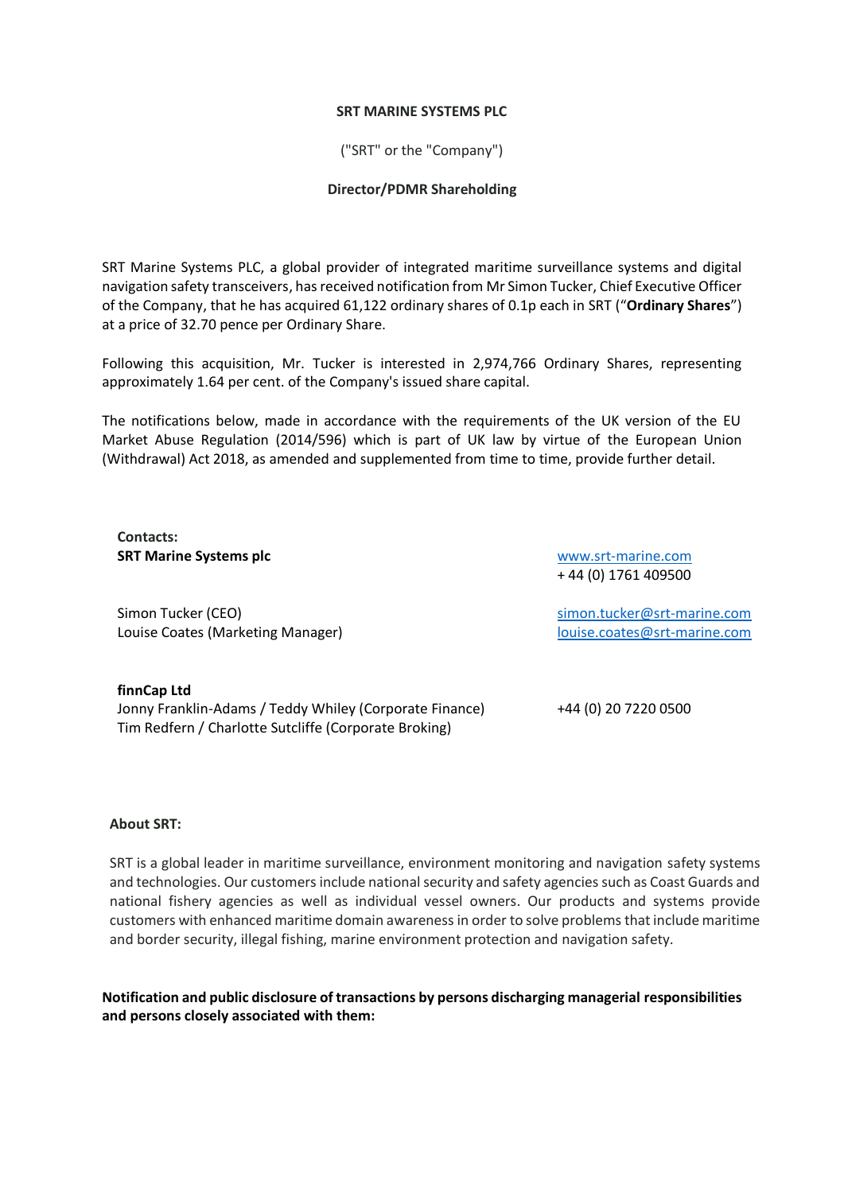**SRT MARINE SYSTEMS PLC**

("SRT" or the "Company")

**Director/PDMR Shareholding**

SRT Marine Systems PLC, a global provider of integrated maritime surveillance systems and digital navigation safety transceivers, has received notification from Mr Simon Tucker, Chief Executive Officer of the Company, that he has acquired 61,122 ordinary shares of 0.1p each in SRT ("**Ordinary Shares**") at a price of 32.70 pence per Ordinary Share.

Following this acquisition, Mr. Tucker is interested in 2,974,766 Ordinary Shares, representing approximately 1.64 per cent. of the Company's issued share capital.

The notifications below, made in accordance with the requirements of the UK version of the EU Market Abuse Regulation (2014/596) which is part of UK law by virtue of the European Union (Withdrawal) Act 2018, as amended and supplemented from time to time, provide further detail.

**Contacts:**

| | |
|---|---|
| **SRT Marine Systems plc** | www.srt-marine.com<br>+ 44 (0) 1761 409500 |
| Simon Tucker (CEO)<br>Louise Coates (Marketing Manager) | simon.tucker@srt-marine.com<br>louise.coates@srt-marine.com |
| **finnCap Ltd**<br>Jonny Franklin-Adams / Teddy Whiley (Corporate Finance)<br>Tim Redfern / Charlotte Sutcliffe (Corporate Broking) | +44 (0) 20 7220 0500 |

**About SRT:**

SRT is a global leader in maritime surveillance, environment monitoring and navigation safety systems and technologies. Our customers include national security and safety agencies such as Coast Guards and national fishery agencies as well as individual vessel owners. Our products and systems provide customers with enhanced maritime domain awareness in order to solve problems that include maritime and border security, illegal fishing, marine environment protection and navigation safety.

**Notification and public disclosure of transactions by persons discharging managerial responsibilities and persons closely associated with them:**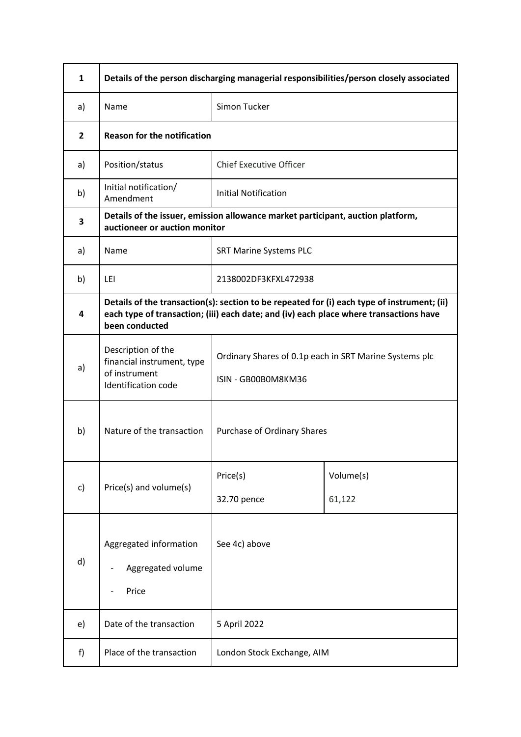| | | | |
|---|---|---|---|
| 1 | **Details of the person discharging managerial responsibilities/person closely associated** | | |
| a) | Name | Simon Tucker | |
| 2 | **Reason for the notification** | | |
| a) | Position/status | Chief Executive Officer | |
| b) | Initial notification/ Amendment | Initial Notification | |
| 3 | **Details of the issuer, emission allowance market participant, auction platform, auctioneer or auction monitor** | | |
| a) | Name | SRT Marine Systems PLC | |
| b) | LEI | 2138002DF3KFXL472938 | |
| 4 | **Details of the transaction(s): section to be repeated for (i) each type of instrument; (ii) each type of transaction; (iii) each date; and (iv) each place where transactions have been conducted** | | |
| a) | Description of the financial instrument, type of instrument Identification code | Ordinary Shares of 0.1p each in SRT Marine Systems plc<br>ISIN - GB00B0M8KM36 | |
| b) | Nature of the transaction | Purchase of Ordinary Shares | |
| c) | Price(s) and volume(s) | Price(s)<br>32.70 pence | Volume(s)<br>61,122 |
| d) | Aggregated information<br>- Aggregated volume<br>- Price | See 4c) above | |
| e) | Date of the transaction | 5 April 2022 | |
| f) | Place of the transaction | London Stock Exchange, AIM | |